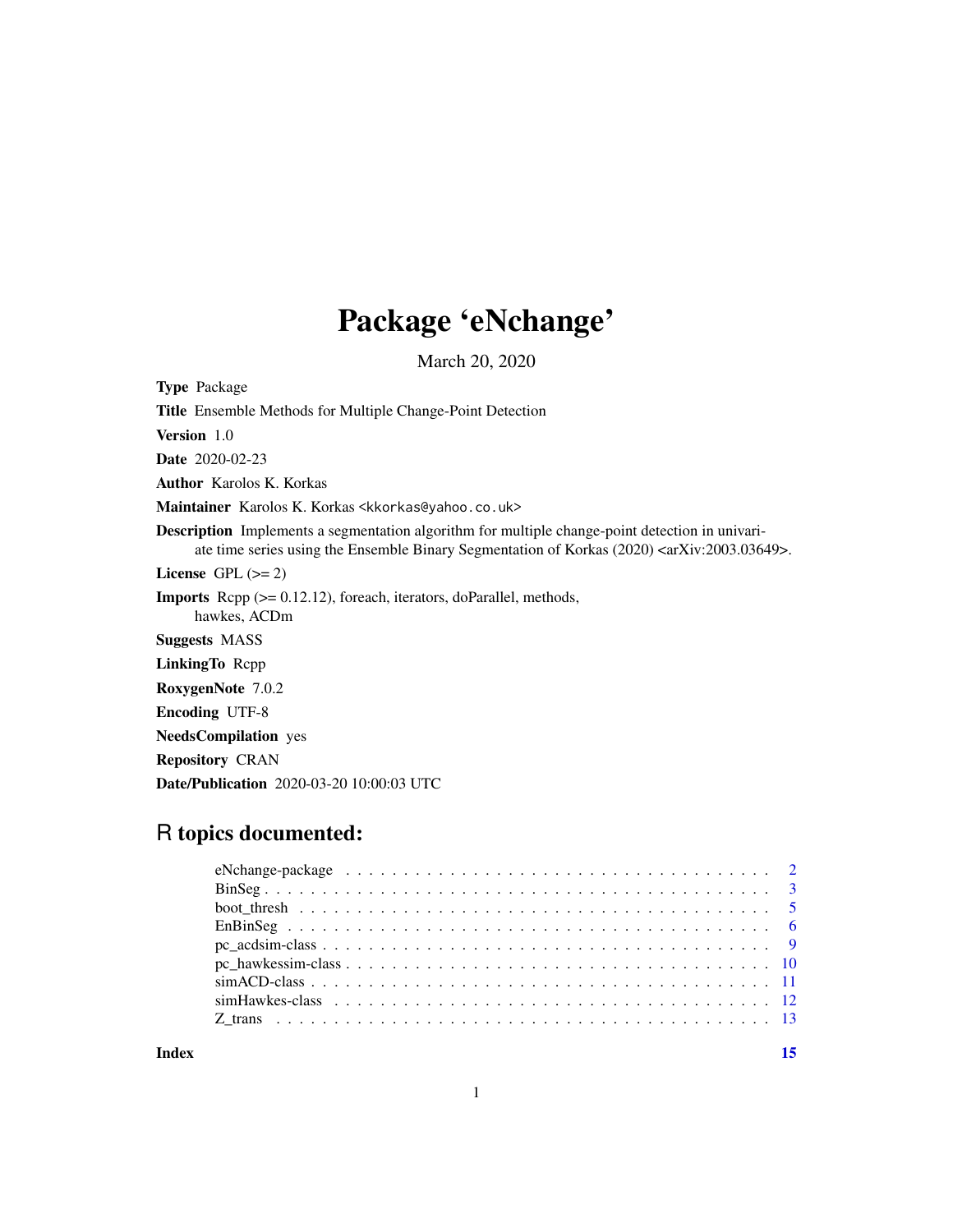# Package 'eNchange'

March 20, 2020

**Type** Package

**Title** Ensemble Methods for Multiple Change-Point Detection

**Version** 1.0

**Date** 2020-02-23

**Author** Karolos K. Korkas

**Maintainer** Karolos K. Korkas <kkorkas@yahoo.co.uk>

**Description** Implements a segmentation algorithm for multiple change-point detection in univariate time series using the Ensemble Binary Segmentation of Korkas (2020) <arXiv:2003.03649>.

**License** GPL (>= 2)

**Imports** Rcpp (>= 0.12.12), foreach, iterators, doParallel, methods, hawkes, ACDm

**Suggests** MASS

**LinkingTo** Rcpp

**RoxygenNote** 7.0.2

**Encoding** UTF-8

**NeedsCompilation** yes

**Repository** CRAN

**Date/Publication** 2020-03-20 10:00:03 UTC

## R topics documented:

- eNchange-package . . . . . . . . . . . . . . . . . . . . . . . . . . . . . . . . . . . . . 2
- BinSeg . . . . . . . . . . . . . . . . . . . . . . . . . . . . . . . . . . . . . . . . . . . 3
- boot_thresh . . . . . . . . . . . . . . . . . . . . . . . . . . . . . . . . . . . . . . . . 5
- EnBinSeg . . . . . . . . . . . . . . . . . . . . . . . . . . . . . . . . . . . . . . . . . 6
- pc_acdsim-class . . . . . . . . . . . . . . . . . . . . . . . . . . . . . . . . . . . . . 9
- pc_hawkessim-class . . . . . . . . . . . . . . . . . . . . . . . . . . . . . . . . . . . 10
- simACD-class . . . . . . . . . . . . . . . . . . . . . . . . . . . . . . . . . . . . . . 11
- simHawkes-class . . . . . . . . . . . . . . . . . . . . . . . . . . . . . . . . . . . . 12
- Z_trans . . . . . . . . . . . . . . . . . . . . . . . . . . . . . . . . . . . . . . . . . 13

**Index** 15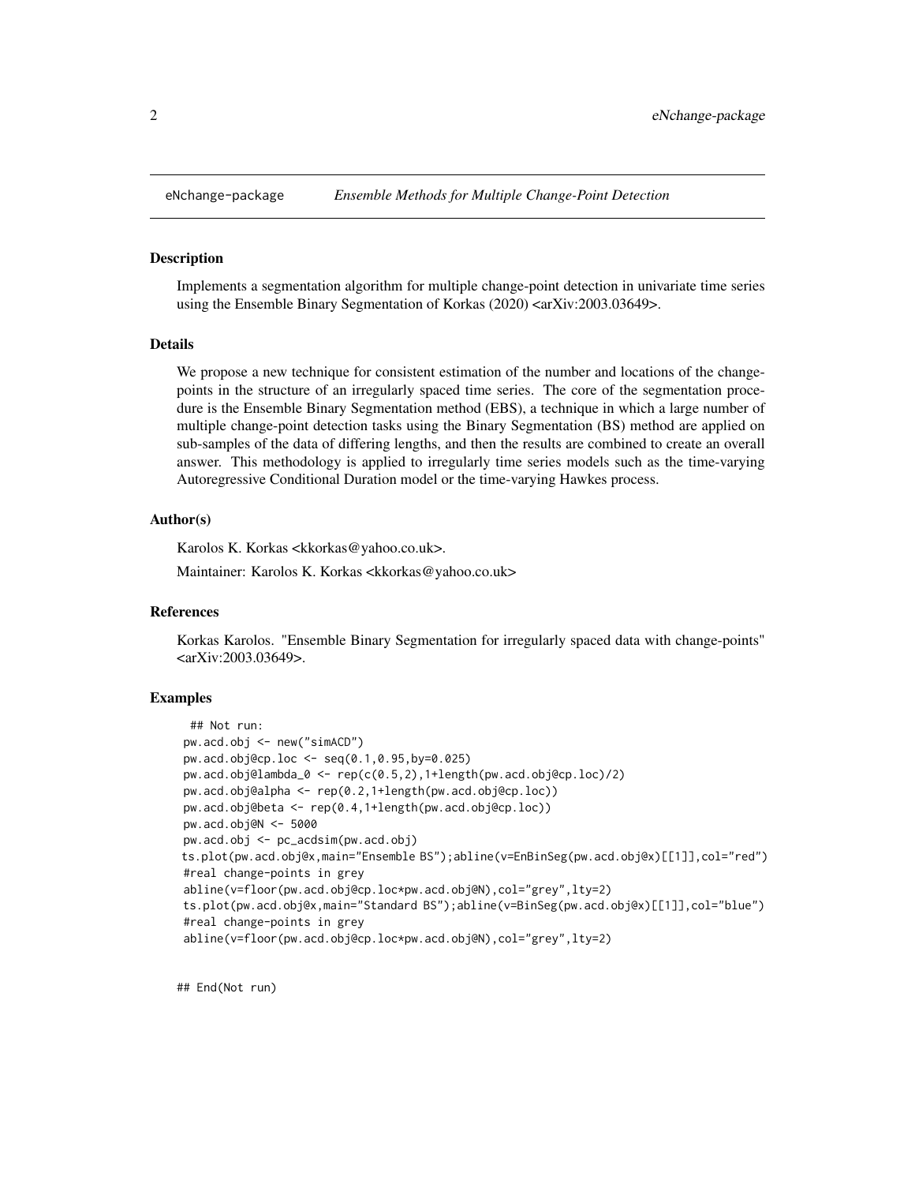# eNchange-package — *Ensemble Methods for Multiple Change-Point Detection*

## Description

Implements a segmentation algorithm for multiple change-point detection in univariate time series using the Ensemble Binary Segmentation of Korkas (2020) <arXiv:2003.03649>.

## Details

We propose a new technique for consistent estimation of the number and locations of the change-points in the structure of an irregularly spaced time series. The core of the segmentation procedure is the Ensemble Binary Segmentation method (EBS), a technique in which a large number of multiple change-point detection tasks using the Binary Segmentation (BS) method are applied on sub-samples of the data of differing lengths, and then the results are combined to create an overall answer. This methodology is applied to irregularly time series models such as the time-varying Autoregressive Conditional Duration model or the time-varying Hawkes process.

## Author(s)

Karolos K. Korkas <kkorkas@yahoo.co.uk>.

Maintainer: Karolos K. Korkas <kkorkas@yahoo.co.uk>

## References

Korkas Karolos. "Ensemble Binary Segmentation for irregularly spaced data with change-points" <arXiv:2003.03649>.

## Examples

```
  ## Not run:
 pw.acd.obj <- new("simACD")
 pw.acd.obj@cp.loc <- seq(0.1,0.95,by=0.025)
 pw.acd.obj@lambda_0 <- rep(c(0.5,2),1+length(pw.acd.obj@cp.loc)/2)
 pw.acd.obj@alpha <- rep(0.2,1+length(pw.acd.obj@cp.loc))
 pw.acd.obj@beta <- rep(0.4,1+length(pw.acd.obj@cp.loc))
 pw.acd.obj@N <- 5000
 pw.acd.obj <- pc_acdsim(pw.acd.obj)
 ts.plot(pw.acd.obj@x,main="Ensemble BS");abline(v=EnBinSeg(pw.acd.obj@x)[[1]],col="red")
 #real change-points in grey
 abline(v=floor(pw.acd.obj@cp.loc*pw.acd.obj@N),col="grey",lty=2)
 ts.plot(pw.acd.obj@x,main="Standard BS");abline(v=BinSeg(pw.acd.obj@x)[[1]],col="blue")
 #real change-points in grey
 abline(v=floor(pw.acd.obj@cp.loc*pw.acd.obj@N),col="grey",lty=2)

## End(Not run)
```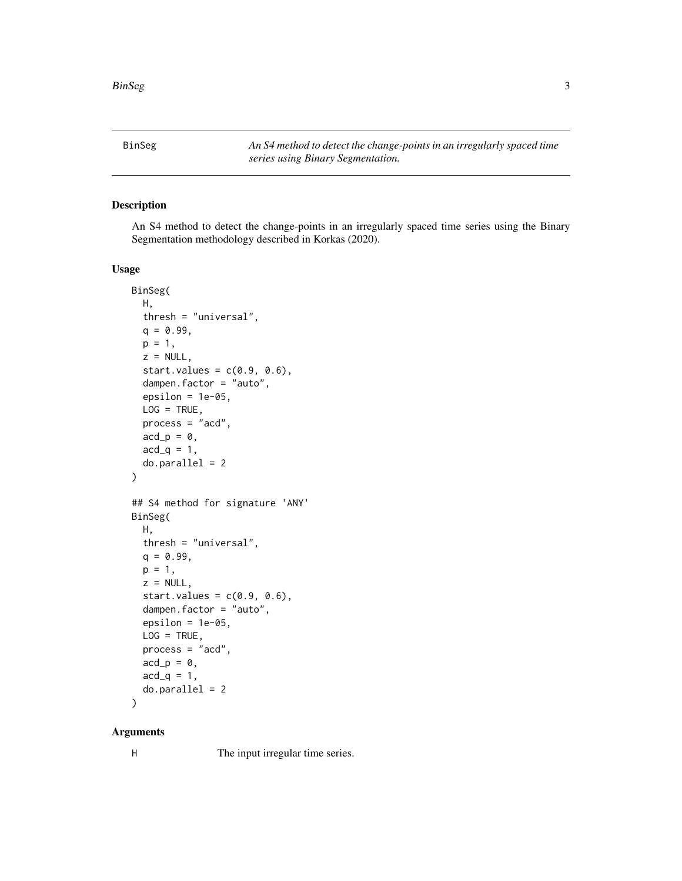BinSeg — *An S4 method to detect the change-points in an irregularly spaced time series using Binary Segmentation.*

## Description

An S4 method to detect the change-points in an irregularly spaced time series using the Binary Segmentation methodology described in Korkas (2020).

## Usage

```
BinSeg(
  H,
  thresh = "universal",
  q = 0.99,
  p = 1,
  z = NULL,
  start.values = c(0.9, 0.6),
  dampen.factor = "auto",
  epsilon = 1e-05,
  LOG = TRUE,
  process = "acd",
  acd_p = 0,
  acd_q = 1,
  do.parallel = 2
)

## S4 method for signature 'ANY'
BinSeg(
  H,
  thresh = "universal",
  q = 0.99,
  p = 1,
  z = NULL,
  start.values = c(0.9, 0.6),
  dampen.factor = "auto",
  epsilon = 1e-05,
  LOG = TRUE,
  process = "acd",
  acd_p = 0,
  acd_q = 1,
  do.parallel = 2
)
```

## Arguments

| | |
|---|---|
| H | The input irregular time series. |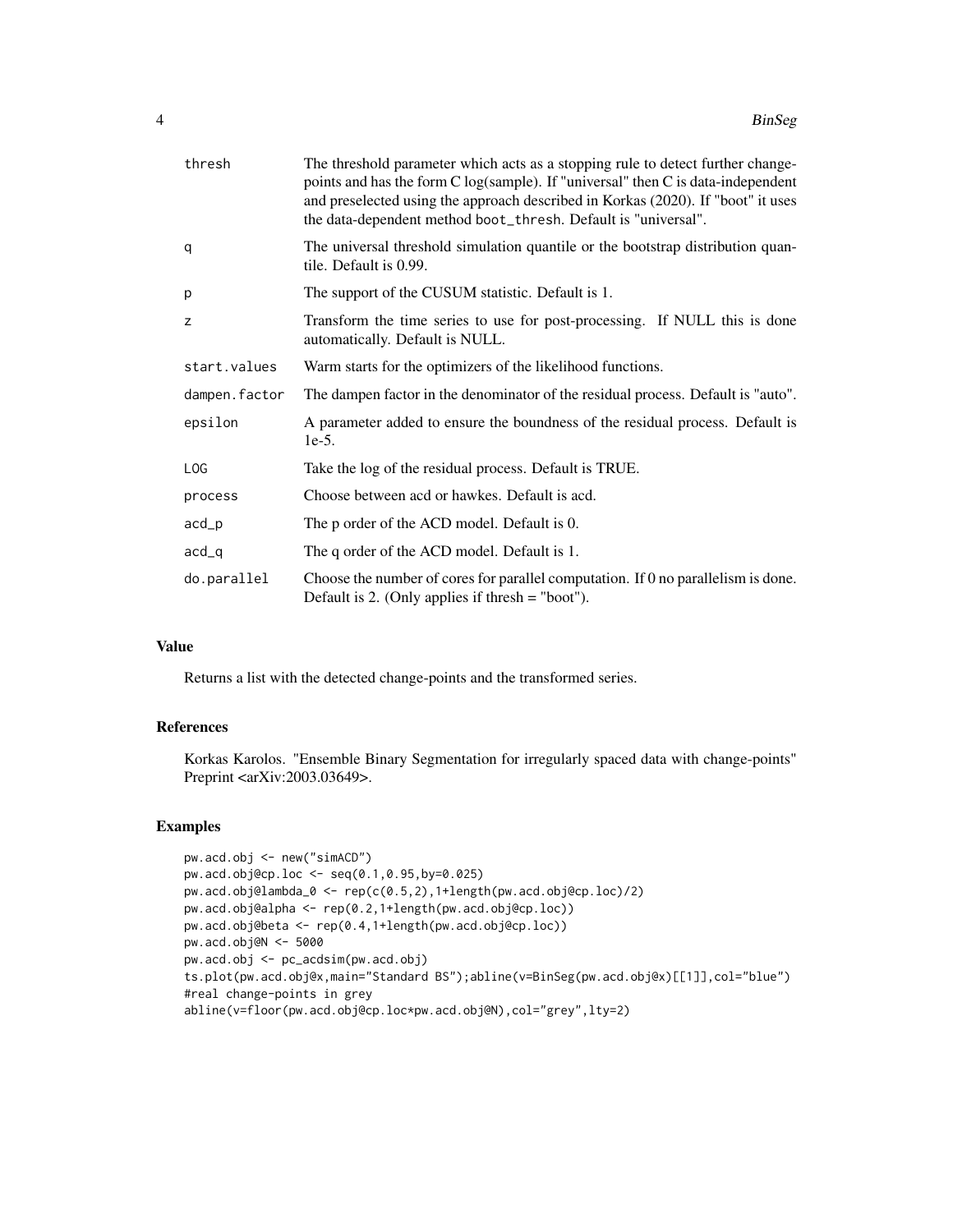| | |
|---|---|
| thresh | The threshold parameter which acts as a stopping rule to detect further change-points and has the form C log(sample). If "universal" then C is data-independent and preselected using the approach described in Korkas (2020). If "boot" it uses the data-dependent method boot_thresh. Default is "universal". |
| q | The universal threshold simulation quantile or the bootstrap distribution quantile. Default is 0.99. |
| p | The support of the CUSUM statistic. Default is 1. |
| z | Transform the time series to use for post-processing. If NULL this is done automatically. Default is NULL. |
| start.values | Warm starts for the optimizers of the likelihood functions. |
| dampen.factor | The dampen factor in the denominator of the residual process. Default is "auto". |
| epsilon | A parameter added to ensure the boundness of the residual process. Default is 1e-5. |
| LOG | Take the log of the residual process. Default is TRUE. |
| process | Choose between acd or hawkes. Default is acd. |
| acd_p | The p order of the ACD model. Default is 0. |
| acd_q | The q order of the ACD model. Default is 1. |
| do.parallel | Choose the number of cores for parallel computation. If 0 no parallelism is done. Default is 2. (Only applies if thresh = "boot"). |

## Value

Returns a list with the detected change-points and the transformed series.

## References

Korkas Karolos. "Ensemble Binary Segmentation for irregularly spaced data with change-points" Preprint <arXiv:2003.03649>.

## Examples

```
pw.acd.obj <- new("simACD")
pw.acd.obj@cp.loc <- seq(0.1,0.95,by=0.025)
pw.acd.obj@lambda_0 <- rep(c(0.5,2),1+length(pw.acd.obj@cp.loc)/2)
pw.acd.obj@alpha <- rep(0.2,1+length(pw.acd.obj@cp.loc))
pw.acd.obj@beta <- rep(0.4,1+length(pw.acd.obj@cp.loc))
pw.acd.obj@N <- 5000
pw.acd.obj <- pc_acdsim(pw.acd.obj)
ts.plot(pw.acd.obj@x,main="Standard BS");abline(v=BinSeg(pw.acd.obj@x)[[1]],col="blue")
#real change-points in grey
abline(v=floor(pw.acd.obj@cp.loc*pw.acd.obj@N),col="grey",lty=2)
```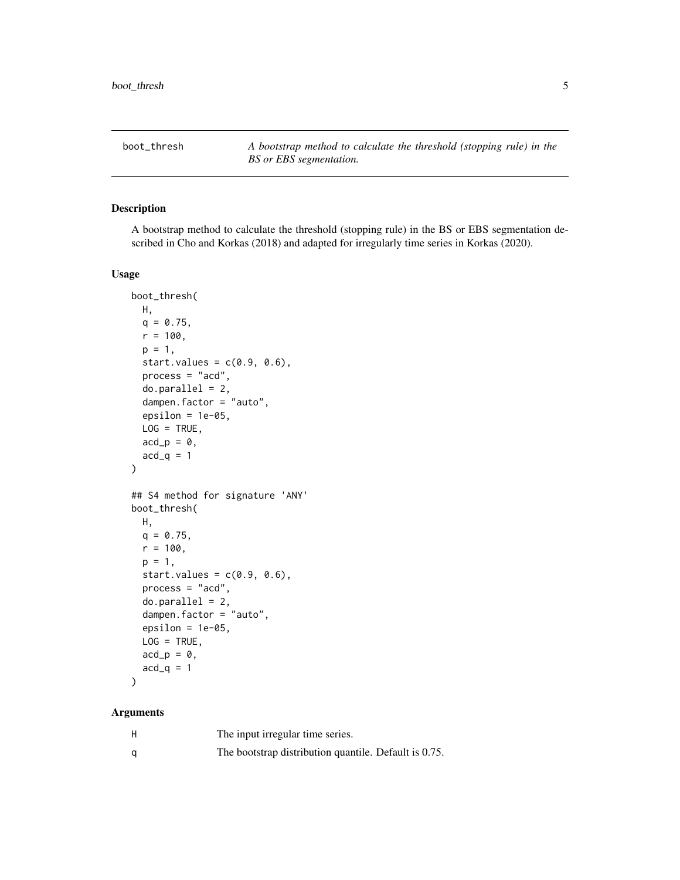boot_thresh — *A bootstrap method to calculate the threshold (stopping rule) in the BS or EBS segmentation.*

## Description

A bootstrap method to calculate the threshold (stopping rule) in the BS or EBS segmentation described in Cho and Korkas (2018) and adapted for irregularly time series in Korkas (2020).

## Usage

```
boot_thresh(
  H,
  q = 0.75,
  r = 100,
  p = 1,
  start.values = c(0.9, 0.6),
  process = "acd",
  do.parallel = 2,
  dampen.factor = "auto",
  epsilon = 1e-05,
  LOG = TRUE,
  acd_p = 0,
  acd_q = 1
)

## S4 method for signature 'ANY'
boot_thresh(
  H,
  q = 0.75,
  r = 100,
  p = 1,
  start.values = c(0.9, 0.6),
  process = "acd",
  do.parallel = 2,
  dampen.factor = "auto",
  epsilon = 1e-05,
  LOG = TRUE,
  acd_p = 0,
  acd_q = 1
)
```

## Arguments

| | |
|---|---|
| H | The input irregular time series. |
| q | The bootstrap distribution quantile. Default is 0.75. |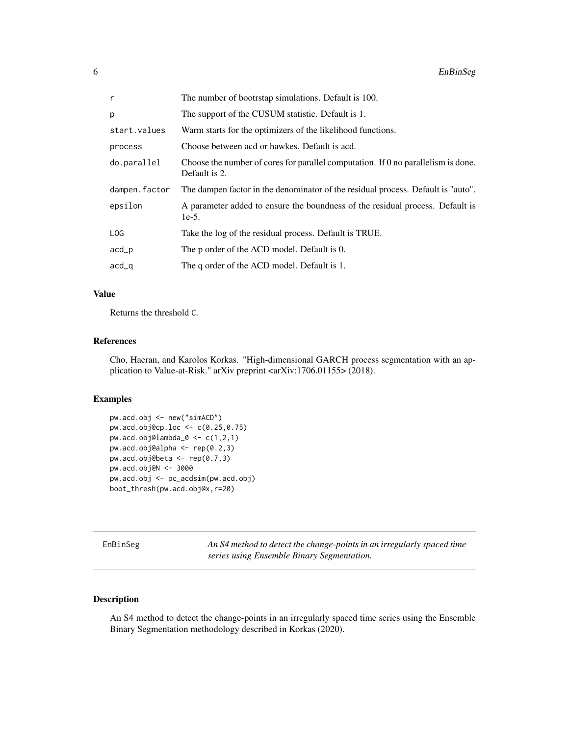| | |
|---|---|
| r | The number of bootrstap simulations. Default is 100. |
| p | The support of the CUSUM statistic. Default is 1. |
| start.values | Warm starts for the optimizers of the likelihood functions. |
| process | Choose between acd or hawkes. Default is acd. |
| do.parallel | Choose the number of cores for parallel computation. If 0 no parallelism is done. Default is 2. |
| dampen.factor | The dampen factor in the denominator of the residual process. Default is "auto". |
| epsilon | A parameter added to ensure the boundness of the residual process. Default is 1e-5. |
| LOG | Take the log of the residual process. Default is TRUE. |
| acd_p | The p order of the ACD model. Default is 0. |
| acd_q | The q order of the ACD model. Default is 1. |

### Value

Returns the threshold C.

### References

Cho, Haeran, and Karolos Korkas. "High-dimensional GARCH process segmentation with an application to Value-at-Risk." arXiv preprint <arXiv:1706.01155> (2018).

### Examples

```
pw.acd.obj <- new("simACD")
pw.acd.obj@cp.loc <- c(0.25,0.75)
pw.acd.obj@lambda_0 <- c(1,2,1)
pw.acd.obj@alpha <- rep(0.2,3)
pw.acd.obj@beta <- rep(0.7,3)
pw.acd.obj@N <- 3000
pw.acd.obj <- pc_acdsim(pw.acd.obj)
boot_thresh(pw.acd.obj@x,r=20)
```

---

## EnBinSeg

*An S4 method to detect the change-points in an irregularly spaced time series using Ensemble Binary Segmentation.*

---

### Description

An S4 method to detect the change-points in an irregularly spaced time series using the Ensemble Binary Segmentation methodology described in Korkas (2020).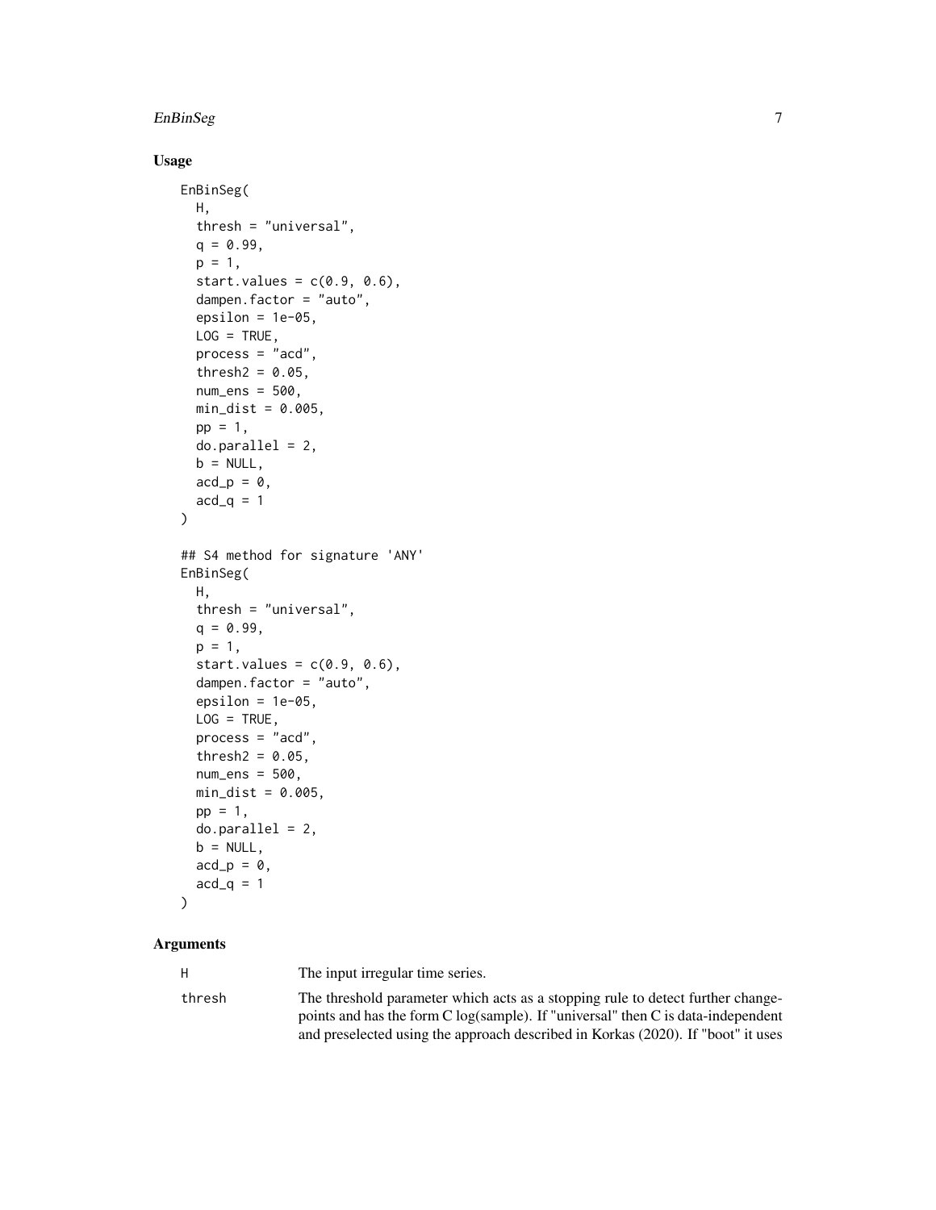## Usage

```
EnBinSeg(
  H,
  thresh = "universal",
  q = 0.99,
  p = 1,
  start.values = c(0.9, 0.6),
  dampen.factor = "auto",
  epsilon = 1e-05,
  LOG = TRUE,
  process = "acd",
  thresh2 = 0.05,
  num_ens = 500,
  min_dist = 0.005,
  pp = 1,
  do.parallel = 2,
  b = NULL,
  acd_p = 0,
  acd_q = 1
)

## S4 method for signature 'ANY'
EnBinSeg(
  H,
  thresh = "universal",
  q = 0.99,
  p = 1,
  start.values = c(0.9, 0.6),
  dampen.factor = "auto",
  epsilon = 1e-05,
  LOG = TRUE,
  process = "acd",
  thresh2 = 0.05,
  num_ens = 500,
  min_dist = 0.005,
  pp = 1,
  do.parallel = 2,
  b = NULL,
  acd_p = 0,
  acd_q = 1
)
```

## Arguments

| | |
|---|---|
| H | The input irregular time series. |
| thresh | The threshold parameter which acts as a stopping rule to detect further change-points and has the form C log(sample). If "universal" then C is data-independent and preselected using the approach described in Korkas (2020). If "boot" it uses |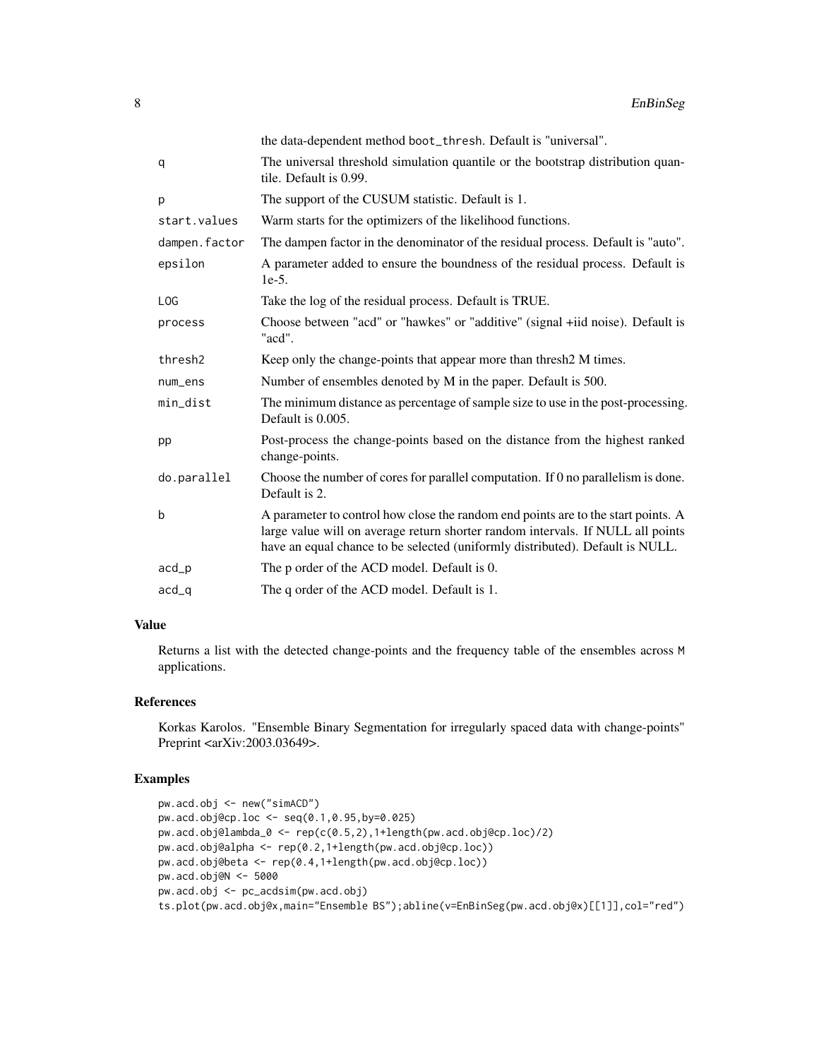| | |
|---|---|
| | the data-dependent method boot_thresh. Default is "universal". |
| q | The universal threshold simulation quantile or the bootstrap distribution quantile. Default is 0.99. |
| p | The support of the CUSUM statistic. Default is 1. |
| start.values | Warm starts for the optimizers of the likelihood functions. |
| dampen.factor | The dampen factor in the denominator of the residual process. Default is "auto". |
| epsilon | A parameter added to ensure the boundness of the residual process. Default is 1e-5. |
| LOG | Take the log of the residual process. Default is TRUE. |
| process | Choose between "acd" or "hawkes" or "additive" (signal +iid noise). Default is "acd". |
| thresh2 | Keep only the change-points that appear more than thresh2 M times. |
| num_ens | Number of ensembles denoted by M in the paper. Default is 500. |
| min_dist | The minimum distance as percentage of sample size to use in the post-processing. Default is 0.005. |
| pp | Post-process the change-points based on the distance from the highest ranked change-points. |
| do.parallel | Choose the number of cores for parallel computation. If 0 no parallelism is done. Default is 2. |
| b | A parameter to control how close the random end points are to the start points. A large value will on average return shorter random intervals. If NULL all points have an equal chance to be selected (uniformly distributed). Default is NULL. |
| acd_p | The p order of the ACD model. Default is 0. |
| acd_q | The q order of the ACD model. Default is 1. |

## Value

Returns a list with the detected change-points and the frequency table of the ensembles across M applications.

## References

Korkas Karolos. "Ensemble Binary Segmentation for irregularly spaced data with change-points" Preprint <arXiv:2003.03649>.

## Examples

```
pw.acd.obj <- new("simACD")
pw.acd.obj@cp.loc <- seq(0.1,0.95,by=0.025)
pw.acd.obj@lambda_0 <- rep(c(0.5,2),1+length(pw.acd.obj@cp.loc)/2)
pw.acd.obj@alpha <- rep(0.2,1+length(pw.acd.obj@cp.loc))
pw.acd.obj@beta <- rep(0.4,1+length(pw.acd.obj@cp.loc))
pw.acd.obj@N <- 5000
pw.acd.obj <- pc_acdsim(pw.acd.obj)
ts.plot(pw.acd.obj@x,main="Ensemble BS");abline(v=EnBinSeg(pw.acd.obj@x)[[1]],col="red")
```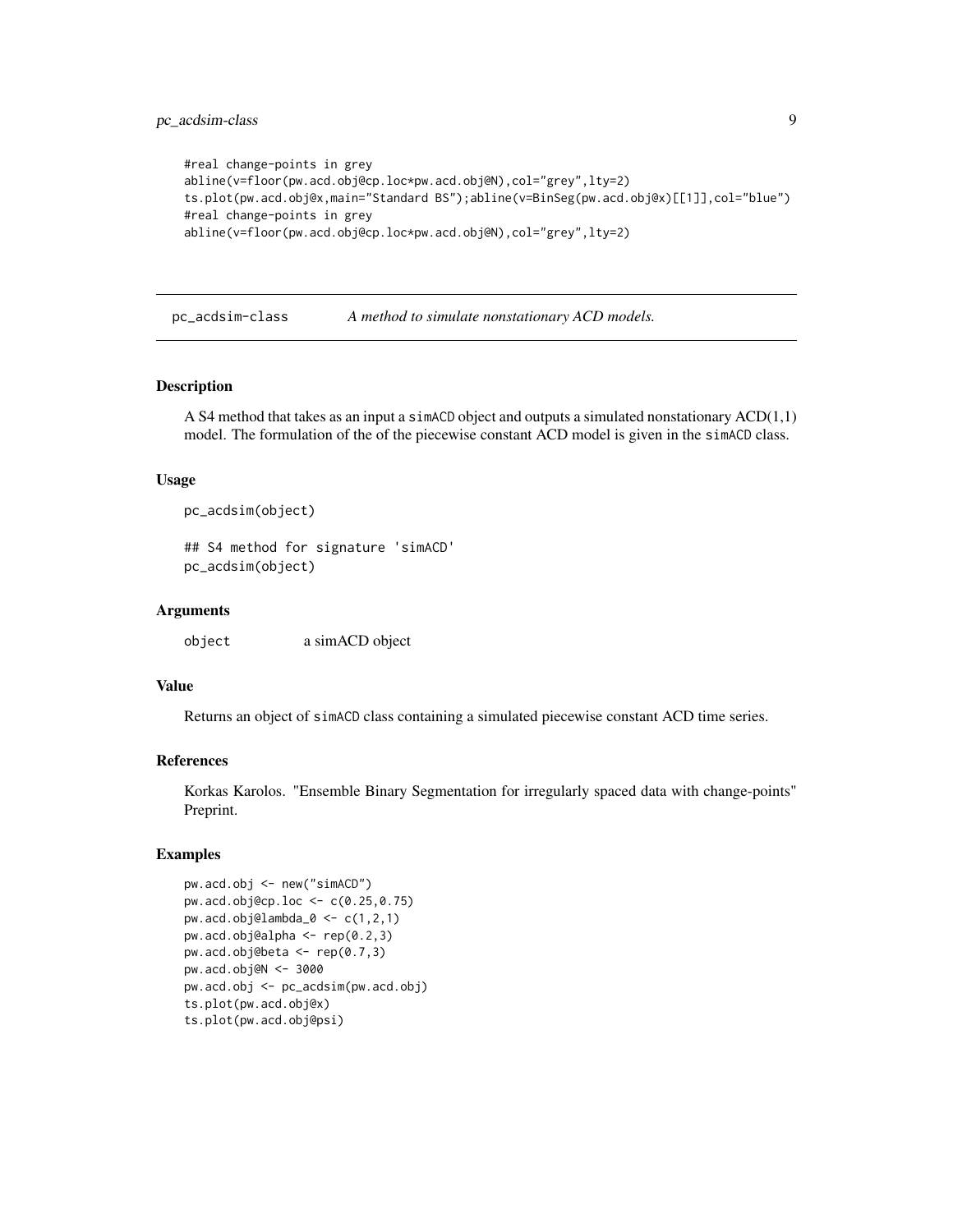```
#real change-points in grey
abline(v=floor(pw.acd.obj@cp.loc*pw.acd.obj@N),col="grey",lty=2)
ts.plot(pw.acd.obj@x,main="Standard BS");abline(v=BinSeg(pw.acd.obj@x)[[1]],col="blue")
#real change-points in grey
abline(v=floor(pw.acd.obj@cp.loc*pw.acd.obj@N),col="grey",lty=2)
```

## pc_acdsim-class — *A method to simulate nonstationary ACD models.*

### Description

A S4 method that takes as an input a simACD object and outputs a simulated nonstationary ACD(1,1) model. The formulation of the of the piecewise constant ACD model is given in the simACD class.

### Usage

```
pc_acdsim(object)

## S4 method for signature 'simACD'
pc_acdsim(object)
```

### Arguments

object — a simACD object

### Value

Returns an object of simACD class containing a simulated piecewise constant ACD time series.

### References

Korkas Karolos. "Ensemble Binary Segmentation for irregularly spaced data with change-points" Preprint.

### Examples

```
pw.acd.obj <- new("simACD")
pw.acd.obj@cp.loc <- c(0.25,0.75)
pw.acd.obj@lambda_0 <- c(1,2,1)
pw.acd.obj@alpha <- rep(0.2,3)
pw.acd.obj@beta <- rep(0.7,3)
pw.acd.obj@N <- 3000
pw.acd.obj <- pc_acdsim(pw.acd.obj)
ts.plot(pw.acd.obj@x)
ts.plot(pw.acd.obj@psi)
```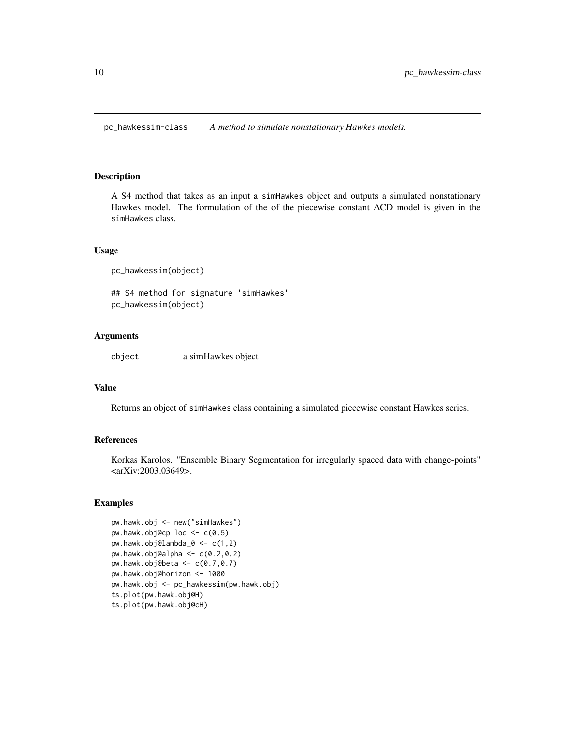pc_hawkessim-class *A method to simulate nonstationary Hawkes models.*

## Description

A S4 method that takes as an input a simHawkes object and outputs a simulated nonstationary Hawkes model. The formulation of the of the piecewise constant ACD model is given in the simHawkes class.

## Usage

```
pc_hawkessim(object)

## S4 method for signature 'simHawkes'
pc_hawkessim(object)
```

## Arguments

| | |
|---|---|
| object | a simHawkes object |

## Value

Returns an object of simHawkes class containing a simulated piecewise constant Hawkes series.

## References

Korkas Karolos. "Ensemble Binary Segmentation for irregularly spaced data with change-points" <arXiv:2003.03649>.

## Examples

```
pw.hawk.obj <- new("simHawkes")
pw.hawk.obj@cp.loc <- c(0.5)
pw.hawk.obj@lambda_0 <- c(1,2)
pw.hawk.obj@alpha <- c(0.2,0.2)
pw.hawk.obj@beta <- c(0.7,0.7)
pw.hawk.obj@horizon <- 1000
pw.hawk.obj <- pc_hawkessim(pw.hawk.obj)
ts.plot(pw.hawk.obj@H)
ts.plot(pw.hawk.obj@cH)
```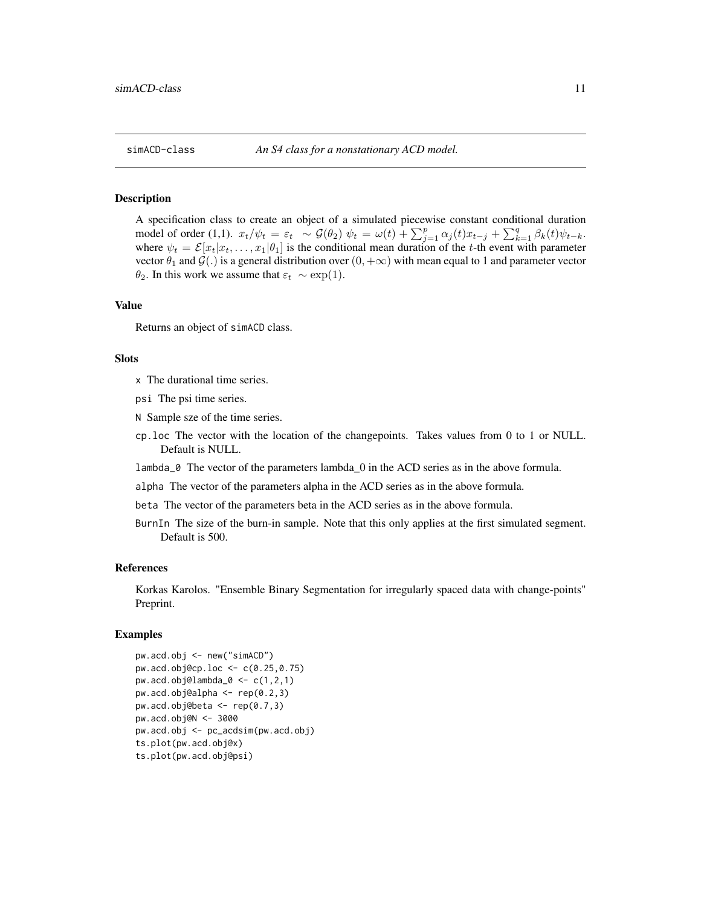simACD-class — *An S4 class for a nonstationary ACD model.*

### Description

A specification class to create an object of a simulated piecewise constant conditional duration model of order (1,1). $x_t/\psi_t = \varepsilon_t \sim \mathcal{G}(\theta_2)$ $\psi_t = \omega(t) + \sum_{j=1}^{p} \alpha_j(t) x_{t-j} + \sum_{k=1}^{q} \beta_k(t) \psi_{t-k}$. where $\psi_t = \mathcal{E}[x_t | x_t, \ldots, x_1 | \theta_1]$ is the conditional mean duration of the $t$-th event with parameter vector $\theta_1$ and $\mathcal{G}(.)$ is a general distribution over $(0, +\infty)$ with mean equal to 1 and parameter vector $\theta_2$. In this work we assume that $\varepsilon_t \sim \exp(1)$.

### Value

Returns an object of simACD class.

### Slots

- `x` The durational time series.
- `psi` The psi time series.
- `N` Sample sze of the time series.
- `cp.loc` The vector with the location of the changepoints. Takes values from 0 to 1 or NULL. Default is NULL.
- `lambda_0` The vector of the parameters lambda_0 in the ACD series as in the above formula.
- `alpha` The vector of the parameters alpha in the ACD series as in the above formula.
- `beta` The vector of the parameters beta in the ACD series as in the above formula.
- `BurnIn` The size of the burn-in sample. Note that this only applies at the first simulated segment. Default is 500.

### References

Korkas Karolos. "Ensemble Binary Segmentation for irregularly spaced data with change-points" Preprint.

### Examples

```
pw.acd.obj <- new("simACD")
pw.acd.obj@cp.loc <- c(0.25,0.75)
pw.acd.obj@lambda_0 <- c(1,2,1)
pw.acd.obj@alpha <- rep(0.2,3)
pw.acd.obj@beta <- rep(0.7,3)
pw.acd.obj@N <- 3000
pw.acd.obj <- pc_acdsim(pw.acd.obj)
ts.plot(pw.acd.obj@x)
ts.plot(pw.acd.obj@psi)
```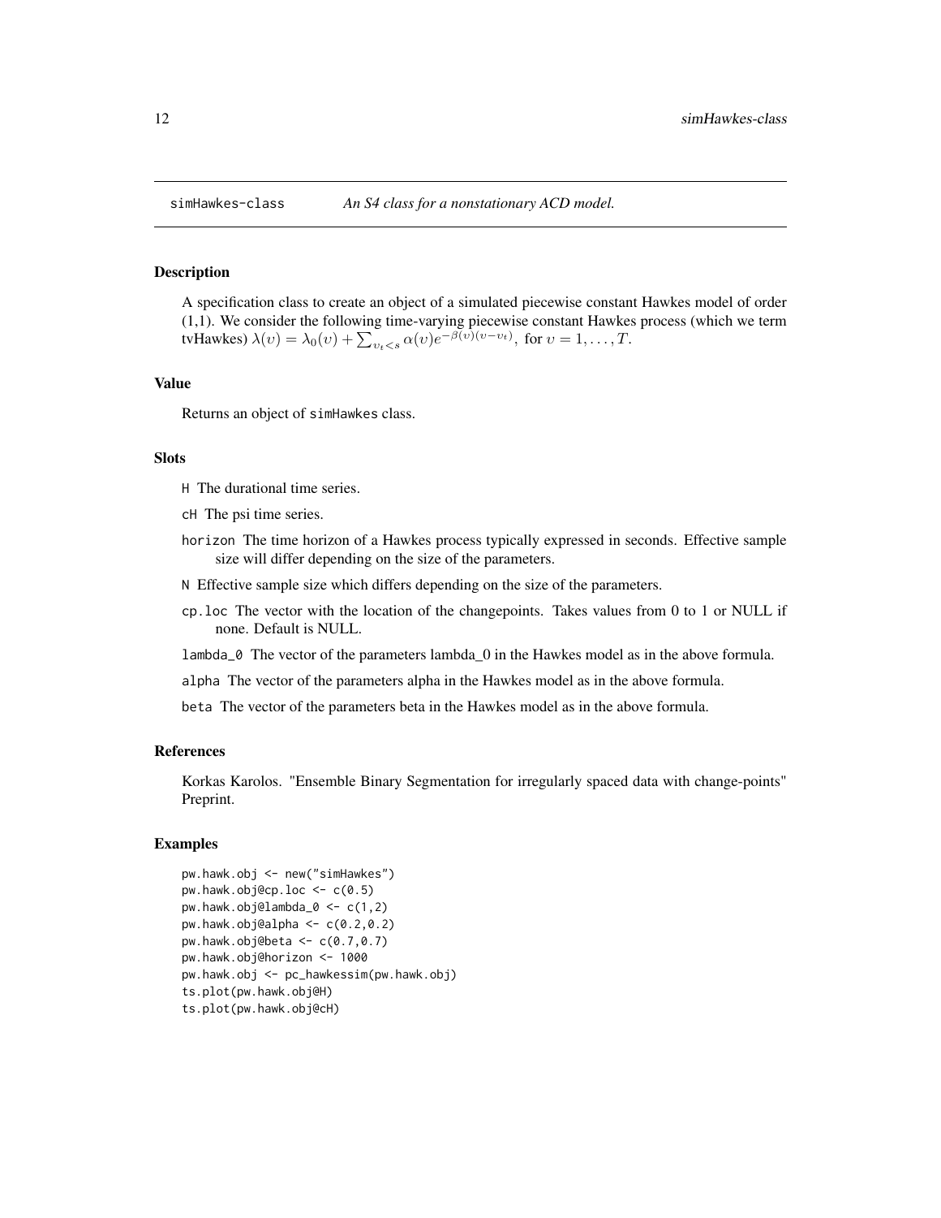simHawkes-class *An S4 class for a nonstationary ACD model.*

## Description

A specification class to create an object of a simulated piecewise constant Hawkes model of order (1,1). We consider the following time-varying piecewise constant Hawkes process (which we term tvHawkes) $\lambda(\upsilon) = \lambda_0(\upsilon) + \sum_{\upsilon_t < s} \alpha(\upsilon) e^{-\beta(\upsilon)(\upsilon - \upsilon_t)}$, for $\upsilon = 1, \ldots, T$.

## Value

Returns an object of simHawkes class.

## Slots

- `H` The durational time series.
- `cH` The psi time series.
- `horizon` The time horizon of a Hawkes process typically expressed in seconds. Effective sample size will differ depending on the size of the parameters.
- `N` Effective sample size which differs depending on the size of the parameters.
- `cp.loc` The vector with the location of the changepoints. Takes values from 0 to 1 or NULL if none. Default is NULL.
- `lambda_0` The vector of the parameters lambda_0 in the Hawkes model as in the above formula.
- `alpha` The vector of the parameters alpha in the Hawkes model as in the above formula.
- `beta` The vector of the parameters beta in the Hawkes model as in the above formula.

## References

Korkas Karolos. "Ensemble Binary Segmentation for irregularly spaced data with change-points" Preprint.

## Examples

```
pw.hawk.obj <- new("simHawkes")
pw.hawk.obj@cp.loc <- c(0.5)
pw.hawk.obj@lambda_0 <- c(1,2)
pw.hawk.obj@alpha <- c(0.2,0.2)
pw.hawk.obj@beta <- c(0.7,0.7)
pw.hawk.obj@horizon <- 1000
pw.hawk.obj <- pc_hawkessim(pw.hawk.obj)
ts.plot(pw.hawk.obj@H)
ts.plot(pw.hawk.obj@cH)
```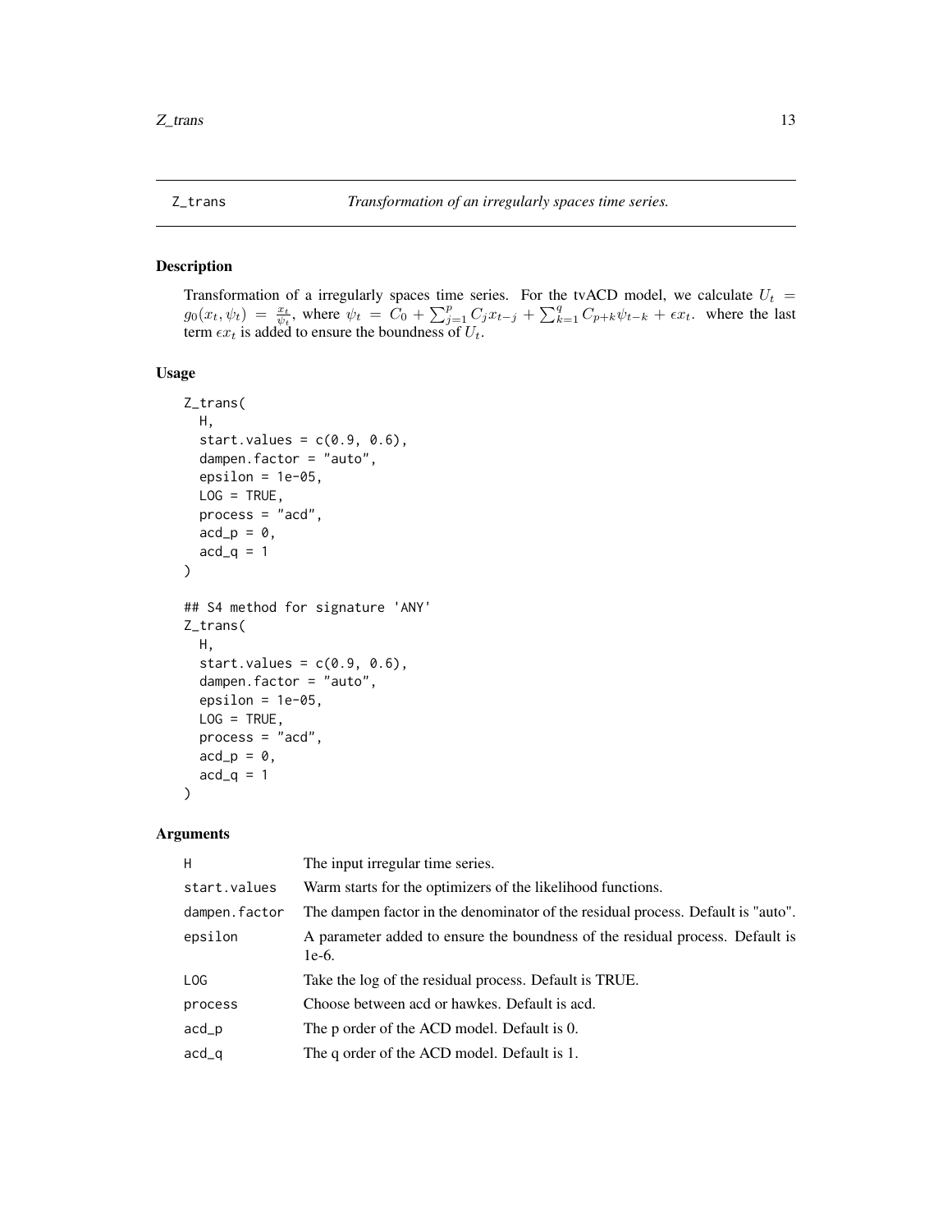# Z_trans — *Transformation of an irregularly spaces time series.*

## Description

Transformation of a irregularly spaces time series. For the tvACD model, we calculate $U_t = g_0(x_t, \psi_t) = \frac{x_t}{\psi_t}$, where $\psi_t = C_0 + \sum_{j=1}^{p} C_j x_{t-j} + \sum_{k=1}^{q} C_{p+k} \psi_{t-k} + \epsilon x_t$. where the last term $\epsilon x_t$ is added to ensure the boundness of $U_t$.

## Usage

```
Z_trans(
  H,
  start.values = c(0.9, 0.6),
  dampen.factor = "auto",
  epsilon = 1e-05,
  LOG = TRUE,
  process = "acd",
  acd_p = 0,
  acd_q = 1
)

## S4 method for signature 'ANY'
Z_trans(
  H,
  start.values = c(0.9, 0.6),
  dampen.factor = "auto",
  epsilon = 1e-05,
  LOG = TRUE,
  process = "acd",
  acd_p = 0,
  acd_q = 1
)
```

## Arguments

| | |
|---|---|
| H | The input irregular time series. |
| start.values | Warm starts for the optimizers of the likelihood functions. |
| dampen.factor | The dampen factor in the denominator of the residual process. Default is "auto". |
| epsilon | A parameter added to ensure the boundness of the residual process. Default is 1e-6. |
| LOG | Take the log of the residual process. Default is TRUE. |
| process | Choose between acd or hawkes. Default is acd. |
| acd_p | The p order of the ACD model. Default is 0. |
| acd_q | The q order of the ACD model. Default is 1. |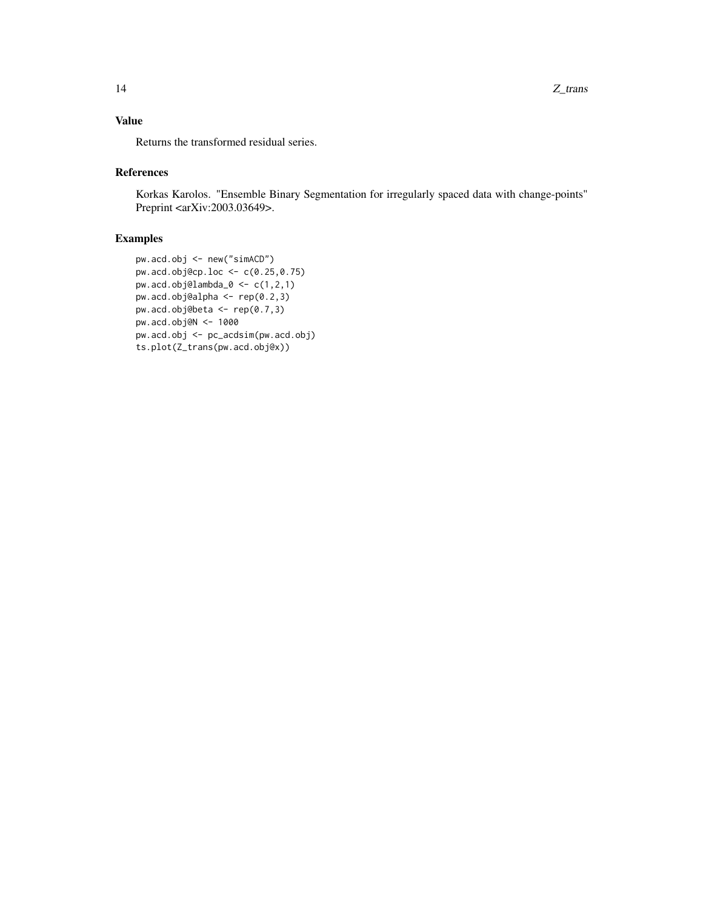## Value

Returns the transformed residual series.

## References

Korkas Karolos. "Ensemble Binary Segmentation for irregularly spaced data with change-points" Preprint <arXiv:2003.03649>.

## Examples

```
pw.acd.obj <- new("simACD")
pw.acd.obj@cp.loc <- c(0.25,0.75)
pw.acd.obj@lambda_0 <- c(1,2,1)
pw.acd.obj@alpha <- rep(0.2,3)
pw.acd.obj@beta <- rep(0.7,3)
pw.acd.obj@N <- 1000
pw.acd.obj <- pc_acdsim(pw.acd.obj)
ts.plot(Z_trans(pw.acd.obj@x))
```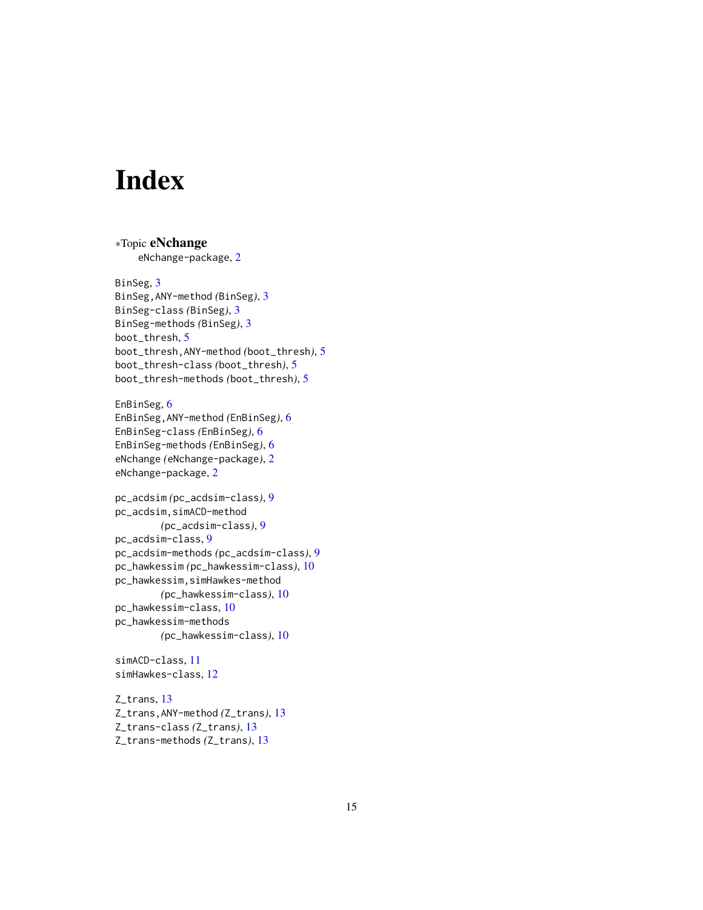# Index

*Topic **eNchange**
    eNchange-package, 2

BinSeg, 3
BinSeg,ANY-method *(*BinSeg*)*, 3
BinSeg-class *(*BinSeg*)*, 3
BinSeg-methods *(*BinSeg*)*, 3
boot_thresh, 5
boot_thresh,ANY-method *(*boot_thresh*)*, 5
boot_thresh-class *(*boot_thresh*)*, 5
boot_thresh-methods *(*boot_thresh*)*, 5

EnBinSeg, 6
EnBinSeg,ANY-method *(*EnBinSeg*)*, 6
EnBinSeg-class *(*EnBinSeg*)*, 6
EnBinSeg-methods *(*EnBinSeg*)*, 6
eNchange *(*eNchange-package*)*, 2
eNchange-package, 2

pc_acdsim *(*pc_acdsim-class*)*, 9
pc_acdsim,simACD-method
        *(*pc_acdsim-class*)*, 9
pc_acdsim-class, 9
pc_acdsim-methods *(*pc_acdsim-class*)*, 9
pc_hawkessim *(*pc_hawkessim-class*)*, 10
pc_hawkessim,simHawkes-method
        *(*pc_hawkessim-class*)*, 10
pc_hawkessim-class, 10
pc_hawkessim-methods
        *(*pc_hawkessim-class*)*, 10

simACD-class, 11
simHawkes-class, 12

Z_trans, 13
Z_trans,ANY-method *(*Z_trans*)*, 13
Z_trans-class *(*Z_trans*)*, 13
Z_trans-methods *(*Z_trans*)*, 13